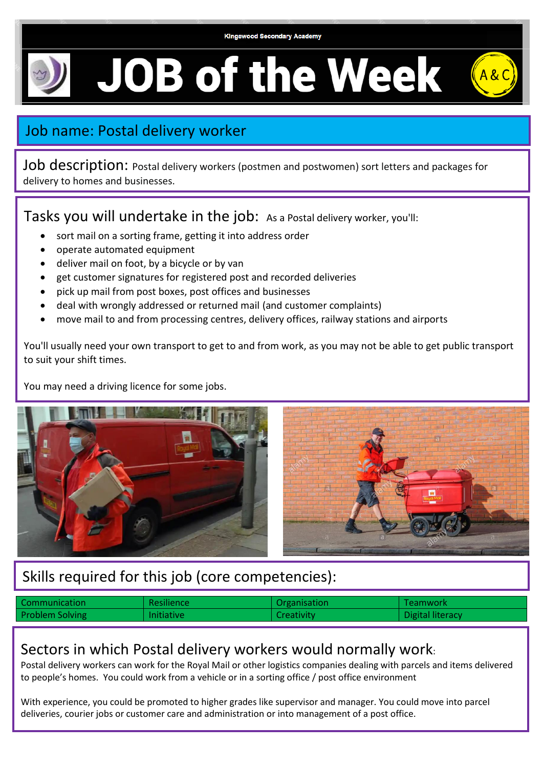Kingswood Secondary Academy

# JOB of the Week

A&C

## Job name: Postal delivery worker

**Job description:** Postal delivery workers (postmen and postwomen) sort letters and packages for delivery to homes and businesses.

## Tasks you will undertake in the job:

As a Postal delivery worker, you'll:

- sort mail on a sorting frame, getting it into address order
- operate automated equipment
- deliver mail on foot, by a bicycle or by van
- get customer signatures for registered post and recorded deliveries
- pick up mail from post boxes, post offices and businesses
- deal with wrongly addressed or returned mail (and customer complaints)
- move mail to and from processing centres, delivery offices, railway stations and airports

You'll usually need your own transport to get to and from work, as you may not be able to get public transport to suit your shift times.

You may need a driving licence for some jobs.

## Skills required for this job (core competencies):

| Communication | Resilience | Organisation | Teamwork |
|---|---|---|---|
| Problem Solving | Initiative | Creativity | Digital literacy |

## Sectors in which Postal delivery workers would normally work:

Postal delivery workers can work for the Royal Mail or other logistics companies dealing with parcels and items delivered to people's homes. You could work from a vehicle or in a sorting office / post office environment

With experience, you could be promoted to higher grades like supervisor and manager. You could move into parcel deliveries, courier jobs or customer care and administration or into management of a post office.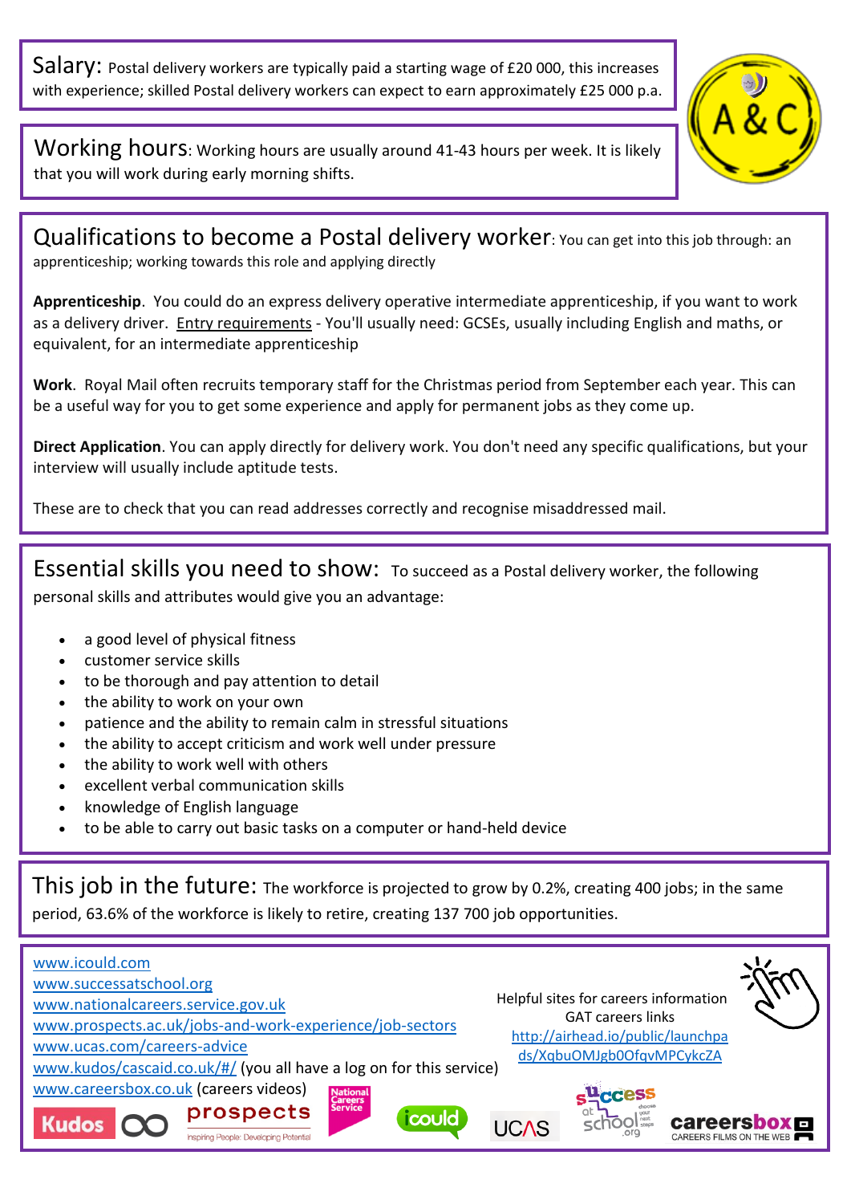**Salary:** Postal delivery workers are typically paid a starting wage of £20 000, this increases with experience; skilled Postal delivery workers can expect to earn approximately £25 000 p.a.

**Working hours:** Working hours are usually around 41-43 hours per week. It is likely that you will work during early morning shifts.

## Qualifications to become a Postal delivery worker

You can get into this job through: an apprenticeship; working towards this role and applying directly

**Apprenticeship**. You could do an express delivery operative intermediate apprenticeship, if you want to work as a delivery driver. Entry requirements - You'll usually need: GCSEs, usually including English and maths, or equivalent, for an intermediate apprenticeship

**Work**. Royal Mail often recruits temporary staff for the Christmas period from September each year. This can be a useful way for you to get some experience and apply for permanent jobs as they come up.

**Direct Application**. You can apply directly for delivery work. You don't need any specific qualifications, but your interview will usually include aptitude tests.

These are to check that you can read addresses correctly and recognise misaddressed mail.

## Essential skills you need to show:

To succeed as a Postal delivery worker, the following personal skills and attributes would give you an advantage:

- a good level of physical fitness
- customer service skills
- to be thorough and pay attention to detail
- the ability to work on your own
- patience and the ability to remain calm in stressful situations
- the ability to accept criticism and work well under pressure
- the ability to work well with others
- excellent verbal communication skills
- knowledge of English language
- to be able to carry out basic tasks on a computer or hand-held device

## This job in the future:

The workforce is projected to grow by 0.2%, creating 400 jobs; in the same period, 63.6% of the workforce is likely to retire, creating 137 700 job opportunities.

www.icould.com
www.successatschool.org
www.nationalcareers.service.gov.uk
www.prospects.ac.uk/jobs-and-work-experience/job-sectors
www.ucas.com/careers-advice
www.kudos/cascaid.co.uk/#/ (you all have a log on for this service)
www.careersbox.co.uk (careers videos)

Helpful sites for careers information
GAT careers links
http://airhead.io/public/launchpads/XqbuOMJgb0OfqvMPCykcZA